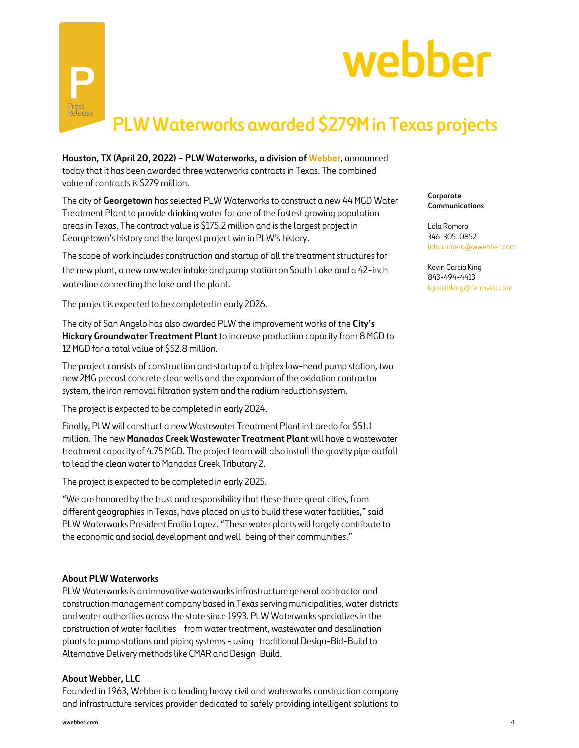# PLW Waterworks awarded $279M in Texas projects

**Houston, TX (April 20, 2022) – PLW Waterworks, a division of Webber**, announced today that it has been awarded three waterworks contracts in Texas. The combined value of contracts is $279 million.

The city of **Georgetown** has selected PLW Waterworks to construct a new 44 MGD Water Treatment Plant to provide drinking water for one of the fastest growing population areas in Texas. The contract value is $175.2 million and is the largest project in Georgetown's history and the largest project win in PLW's history.

The scope of work includes construction and startup of all the treatment structures for the new plant, a new raw water intake and pump station on South Lake and a 42-inch waterline connecting the lake and the plant.

The project is expected to be completed in early 2026.

The city of San Angelo has also awarded PLW the improvement works of the **City's Hickory Groundwater Treatment Plant** to increase production capacity from 8 MGD to 12 MGD for a total value of $52.8 million.

The project consists of construction and startup of a triplex low-head pump station, two new 2MG precast concrete clear wells and the expansion of the oxidation contractor system, the iron removal filtration system and the radium reduction system.

The project is expected to be completed in early 2024.

Finally, PLW will construct a new Wastewater Treatment Plant in Laredo for $51.1 million. The new **Manadas Creek Wastewater Treatment Plant** will have a wastewater treatment capacity of 4.75 MGD. The project team will also install the gravity pipe outfall to lead the clean water to Manadas Creek Tributary 2.

The project is expected to be completed in early 2025.

"We are honored by the trust and responsibility that these three great cities, from different geographies in Texas, have placed on us to build these water facilities," said PLW Waterworks President Emilio Lopez. "These water plants will largely contribute to the economic and social development and well-being of their communities."

**Corporate Communications**

Lola Romero
346-305-0852
lola.romero@wwebber.com

Kevin Garcia King
843-494-4413
kgarciaking@ferrovial.com

### About PLW Waterworks

PLW Waterworks is an innovative waterworks infrastructure general contractor and construction management company based in Texas serving municipalities, water districts and water authorities across the state since 1993. PLW Waterworks specializes in the construction of water facilities - from water treatment, wastewater and desalination plants to pump stations and piping systems - using traditional Design-Bid-Build to Alternative Delivery methods like CMAR and Design-Build.

### About Webber, LLC

Founded in 1963, Webber is a leading heavy civil and waterworks construction company and infrastructure services provider dedicated to safely providing intelligent solutions to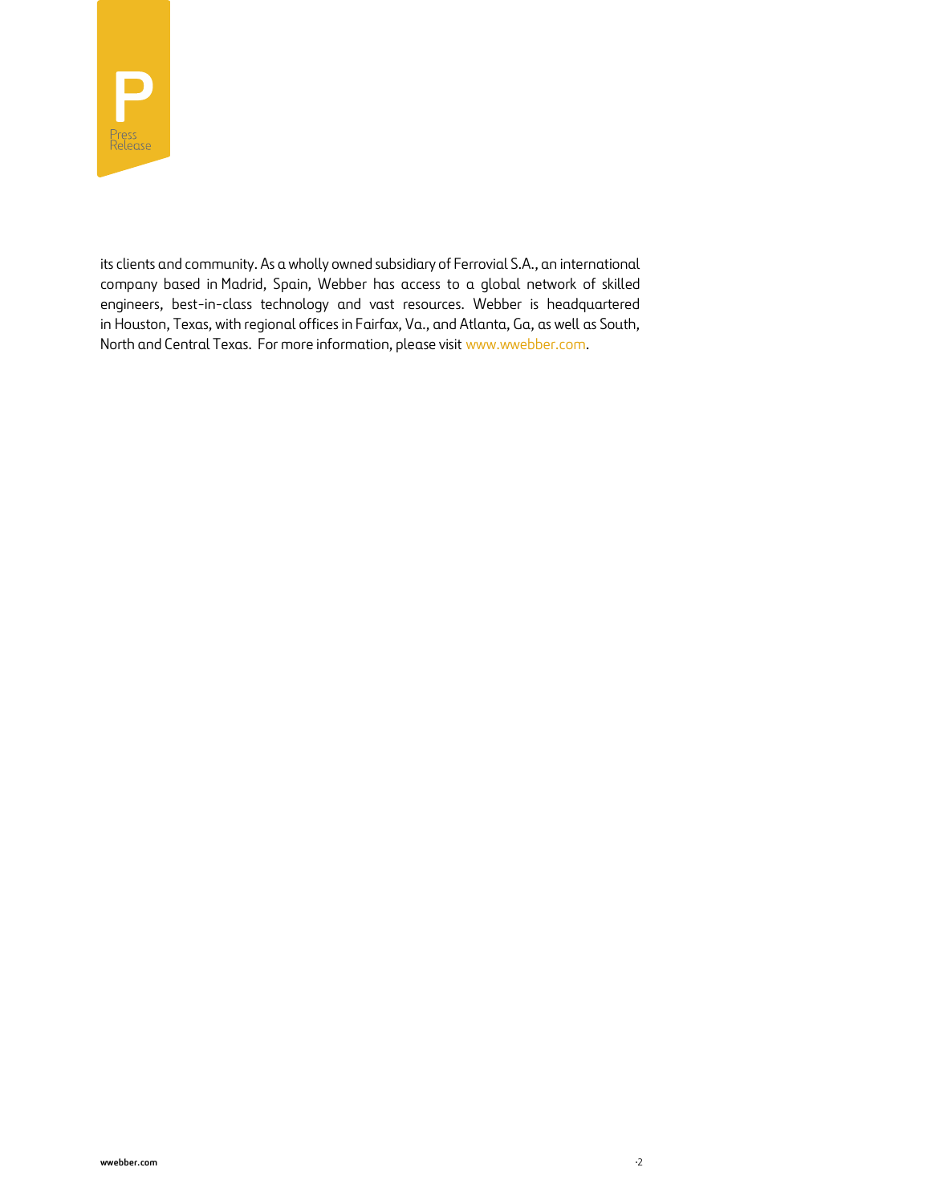its clients and community. As a wholly owned subsidiary of Ferrovial S.A., an international company based in Madrid, Spain, Webber has access to a global network of skilled engineers, best-in-class technology and vast resources. Webber is headquartered in Houston, Texas, with regional offices in Fairfax, Va., and Atlanta, Ga, as well as South, North and Central Texas. For more information, please visit www.wwebber.com.